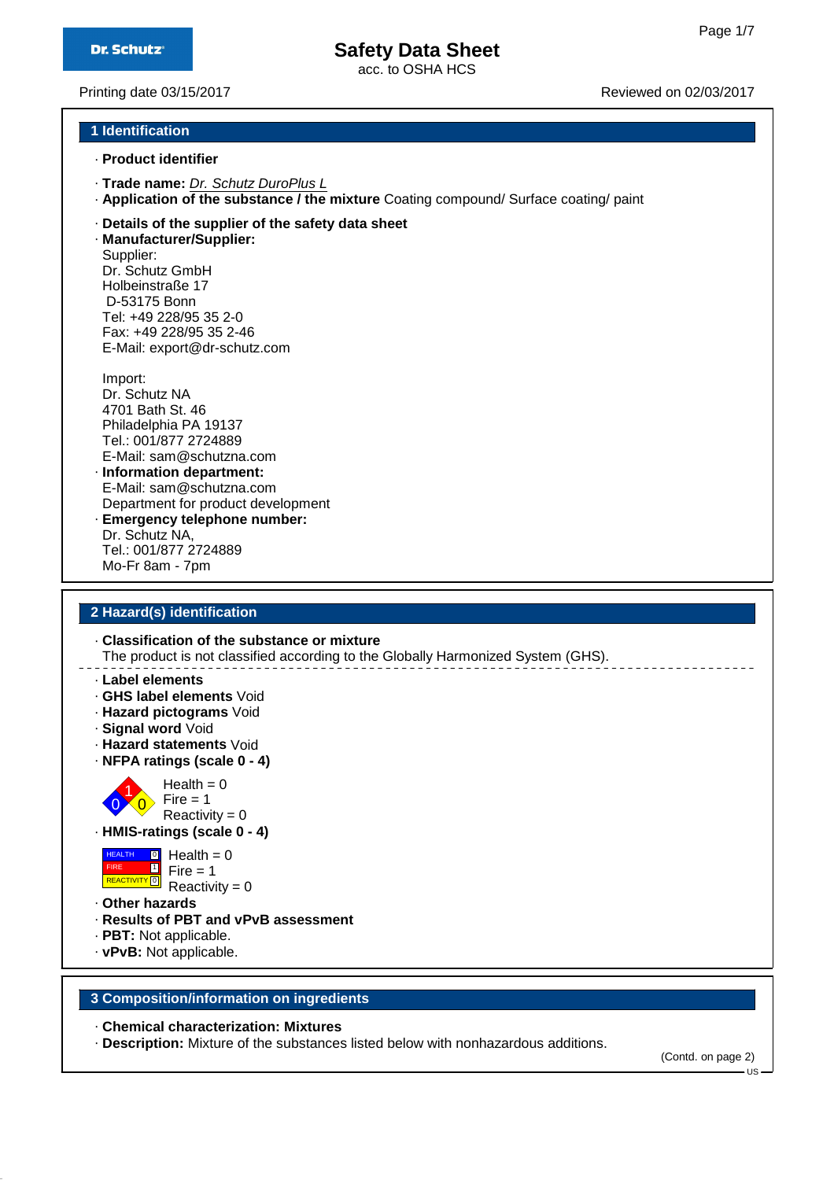# Safety Data Sheet

acc. to OSHA HCS

Printing date 03/15/2017

Reviewed on 02/03/2017

## 1 Identification

· **Product identifier**

· **Trade name:** *Dr. Schutz DuroPlus L*

· **Application of the substance / the mixture** Coating compound/ Surface coating/ paint

· **Details of the supplier of the safety data sheet**

· **Manufacturer/Supplier:**

Supplier:
Dr. Schutz GmbH
Holbeinstraße 17
D-53175 Bonn
Tel: +49 228/95 35 2-0
Fax: +49 228/95 35 2-46
E-Mail: export@dr-schutz.com

Import:
Dr. Schutz NA
4701 Bath St. 46
Philadelphia PA 19137
Tel.: 001/877 2724889
E-Mail: sam@schutzna.com

· **Information department:**

E-Mail: sam@schutzna.com
Department for product development

· **Emergency telephone number:**

Dr. Schutz NA,
Tel.: 001/877 2724889
Mo-Fr 8am - 7pm

## 2 Hazard(s) identification

· **Classification of the substance or mixture**

The product is not classified according to the Globally Harmonized System (GHS).

· **Label elements**

· **GHS label elements** Void

· **Hazard pictograms** Void

· **Signal word** Void

· **Hazard statements** Void

· **NFPA ratings (scale 0 - 4)**

Health = 0
Fire = 1
Reactivity = 0

· **HMIS-ratings (scale 0 - 4)**

| | |
|---|---|
| HEALTH | 0 |
| FIRE | 1 |
| REACTIVITY | 0 |

Health = 0
Fire = 1
Reactivity = 0

· **Other hazards**

· **Results of PBT and vPvB assessment**

· **PBT:** Not applicable.

· **vPvB:** Not applicable.

## 3 Composition/information on ingredients

· **Chemical characterization: Mixtures**

· **Description:** Mixture of the substances listed below with nonhazardous additions.

(Contd. on page 2)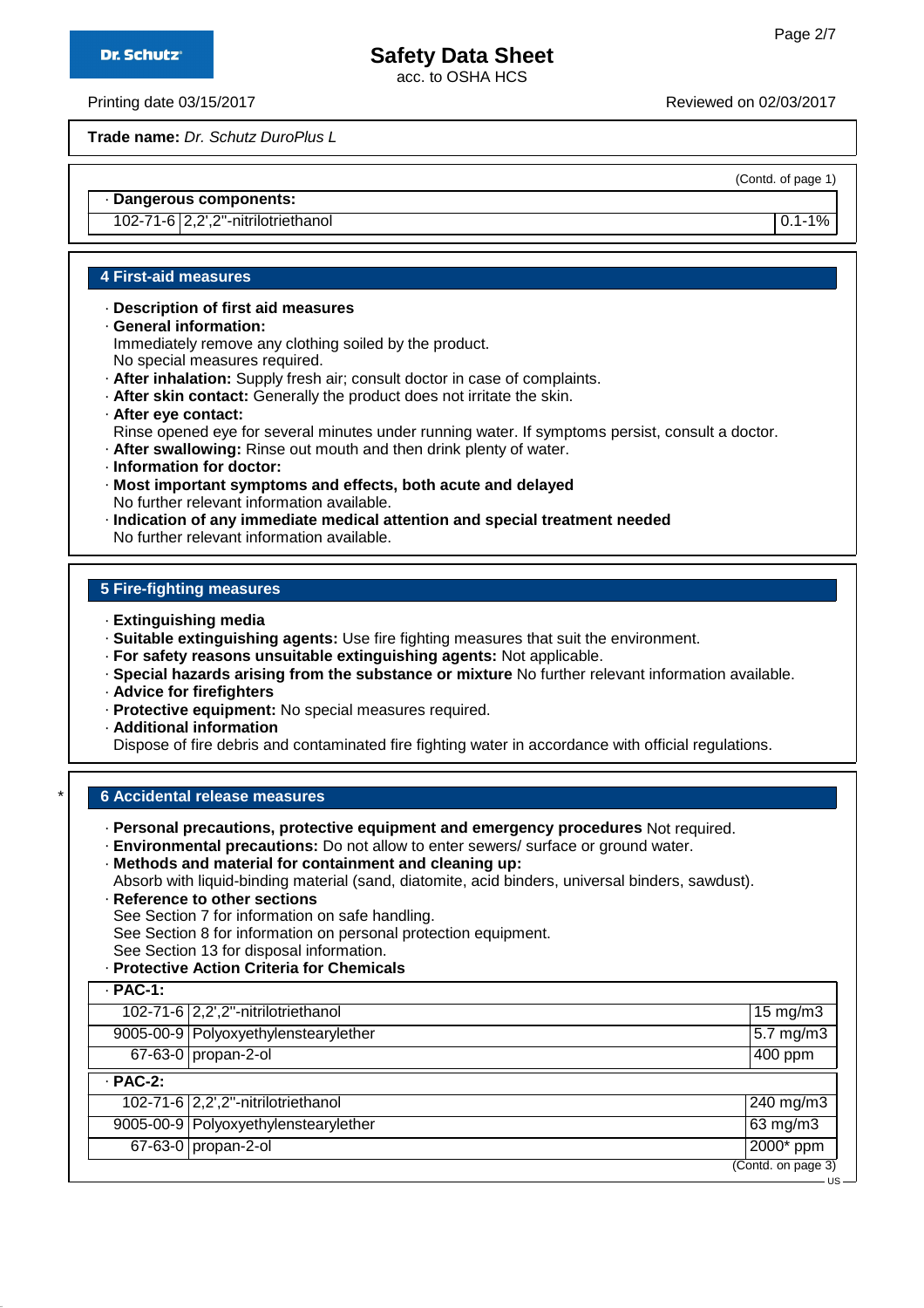**Trade name:** *Dr. Schutz DuroPlus L*

(Contd. of page 1)

· **Dangerous components:**

| | | |
|---|---|---|
| 102-71-6 | 2,2',2''-nitrilotriethanol | 0.1-1% |

## 4 First-aid measures

· **Description of first aid measures**
· **General information:**
Immediately remove any clothing soiled by the product.
No special measures required.
· **After inhalation:** Supply fresh air; consult doctor in case of complaints.
· **After skin contact:** Generally the product does not irritate the skin.
· **After eye contact:**
Rinse opened eye for several minutes under running water. If symptoms persist, consult a doctor.
· **After swallowing:** Rinse out mouth and then drink plenty of water.
· **Information for doctor:**
· **Most important symptoms and effects, both acute and delayed**
No further relevant information available.
· **Indication of any immediate medical attention and special treatment needed**
No further relevant information available.

## 5 Fire-fighting measures

· **Extinguishing media**
· **Suitable extinguishing agents:** Use fire fighting measures that suit the environment.
· **For safety reasons unsuitable extinguishing agents:** Not applicable.
· **Special hazards arising from the substance or mixture** No further relevant information available.
· **Advice for firefighters**
· **Protective equipment:** No special measures required.
· **Additional information**
Dispose of fire debris and contaminated fire fighting water in accordance with official regulations.

## * 6 Accidental release measures

· **Personal precautions, protective equipment and emergency procedures** Not required.
· **Environmental precautions:** Do not allow to enter sewers/ surface or ground water.
· **Methods and material for containment and cleaning up:**
Absorb with liquid-binding material (sand, diatomite, acid binders, universal binders, sawdust).
· **Reference to other sections**
See Section 7 for information on safe handling.
See Section 8 for information on personal protection equipment.
See Section 13 for disposal information.
· **Protective Action Criteria for Chemicals**

| · **PAC-1:** | | |
|---|---|---|
| 102-71-6 | 2,2',2''-nitrilotriethanol | 15 mg/m3 |
| 9005-00-9 | Polyoxyethylenstearylether | 5.7 mg/m3 |
| 67-63-0 | propan-2-ol | 400 ppm |
| · **PAC-2:** | | |
| 102-71-6 | 2,2',2''-nitrilotriethanol | 240 mg/m3 |
| 9005-00-9 | Polyoxyethylenstearylether | 63 mg/m3 |
| 67-63-0 | propan-2-ol | 2000* ppm |

(Contd. on page 3)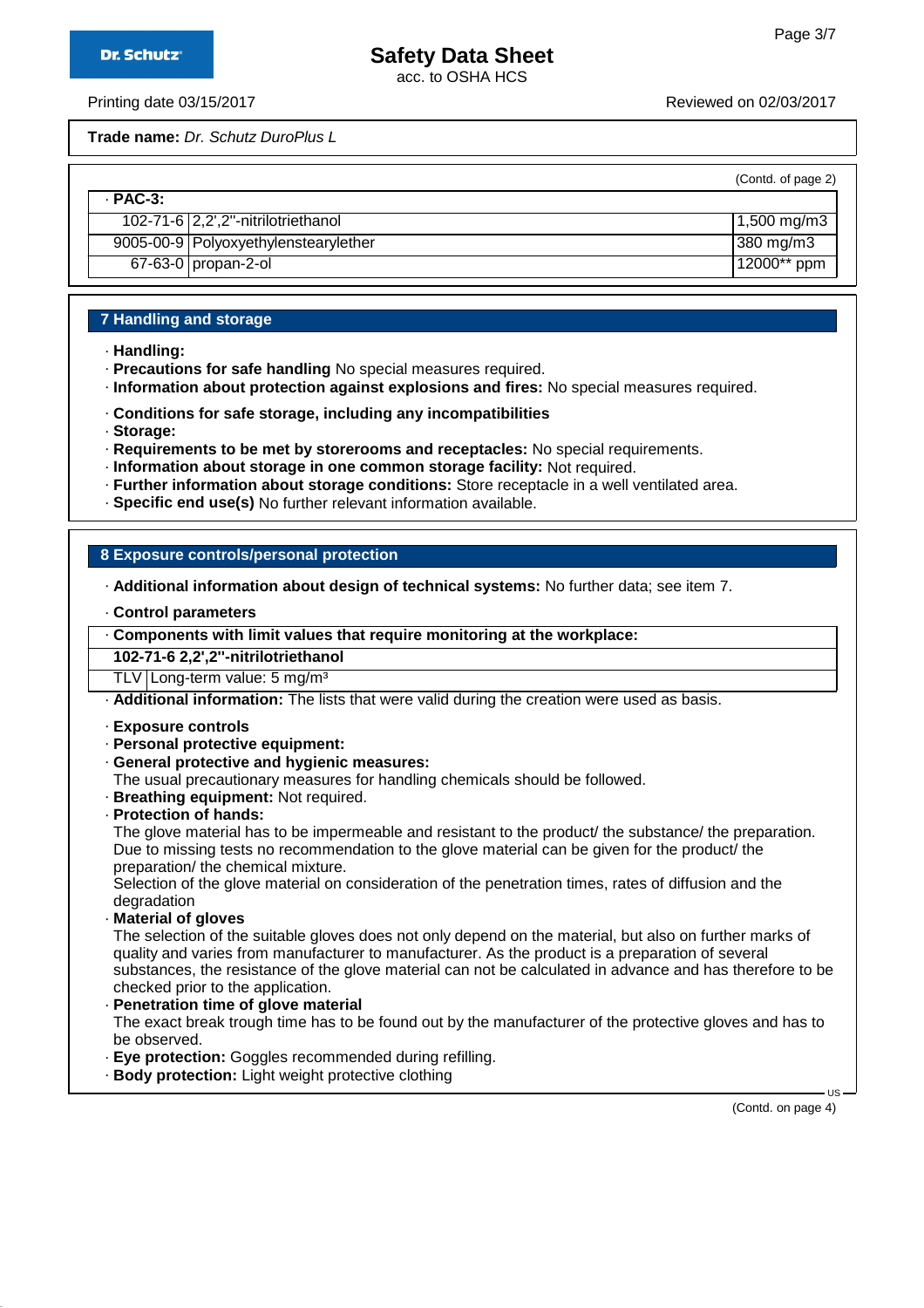(Contd. of page 2)

| · **PAC-3:** | | |
|---|---|---|
| 102-71-6 | 2,2',2''-nitrilotriethanol | 1,500 mg/m3 |
| 9005-00-9 | Polyoxyethylenstearylether | 380 mg/m3 |
| 67-63-0 | propan-2-ol | 12000** ppm |

## 7 Handling and storage

- · **Handling:**
- · **Precautions for safe handling** No special measures required.
- · **Information about protection against explosions and fires:** No special measures required.

- · **Conditions for safe storage, including any incompatibilities**
- · **Storage:**
- · **Requirements to be met by storerooms and receptacles:** No special requirements.
- · **Information about storage in one common storage facility:** Not required.
- · **Further information about storage conditions:** Store receptacle in a well ventilated area.
- · **Specific end use(s)** No further relevant information available.

## 8 Exposure controls/personal protection

- · **Additional information about design of technical systems:** No further data; see item 7.

- · **Control parameters**

| · **Components with limit values that require monitoring at the workplace:** | |
|---|---|
| **102-71-6 2,2',2''-nitrilotriethanol** | |
| TLV | Long-term value: 5 mg/m³ |

- · **Additional information:** The lists that were valid during the creation were used as basis.

- · **Exposure controls**
- · **Personal protective equipment:**
- · **General protective and hygienic measures:**
  The usual precautionary measures for handling chemicals should be followed.
- · **Breathing equipment:** Not required.
- · **Protection of hands:**
  The glove material has to be impermeable and resistant to the product/ the substance/ the preparation.
  Due to missing tests no recommendation to the glove material can be given for the product/ the preparation/ the chemical mixture.
  Selection of the glove material on consideration of the penetration times, rates of diffusion and the degradation
- · **Material of gloves**
  The selection of the suitable gloves does not only depend on the material, but also on further marks of quality and varies from manufacturer to manufacturer. As the product is a preparation of several substances, the resistance of the glove material can not be calculated in advance and has therefore to be checked prior to the application.
- · **Penetration time of glove material**
  The exact break trough time has to be found out by the manufacturer of the protective gloves and has to be observed.
- · **Eye protection:** Goggles recommended during refilling.
- · **Body protection:** Light weight protective clothing

(Contd. on page 4)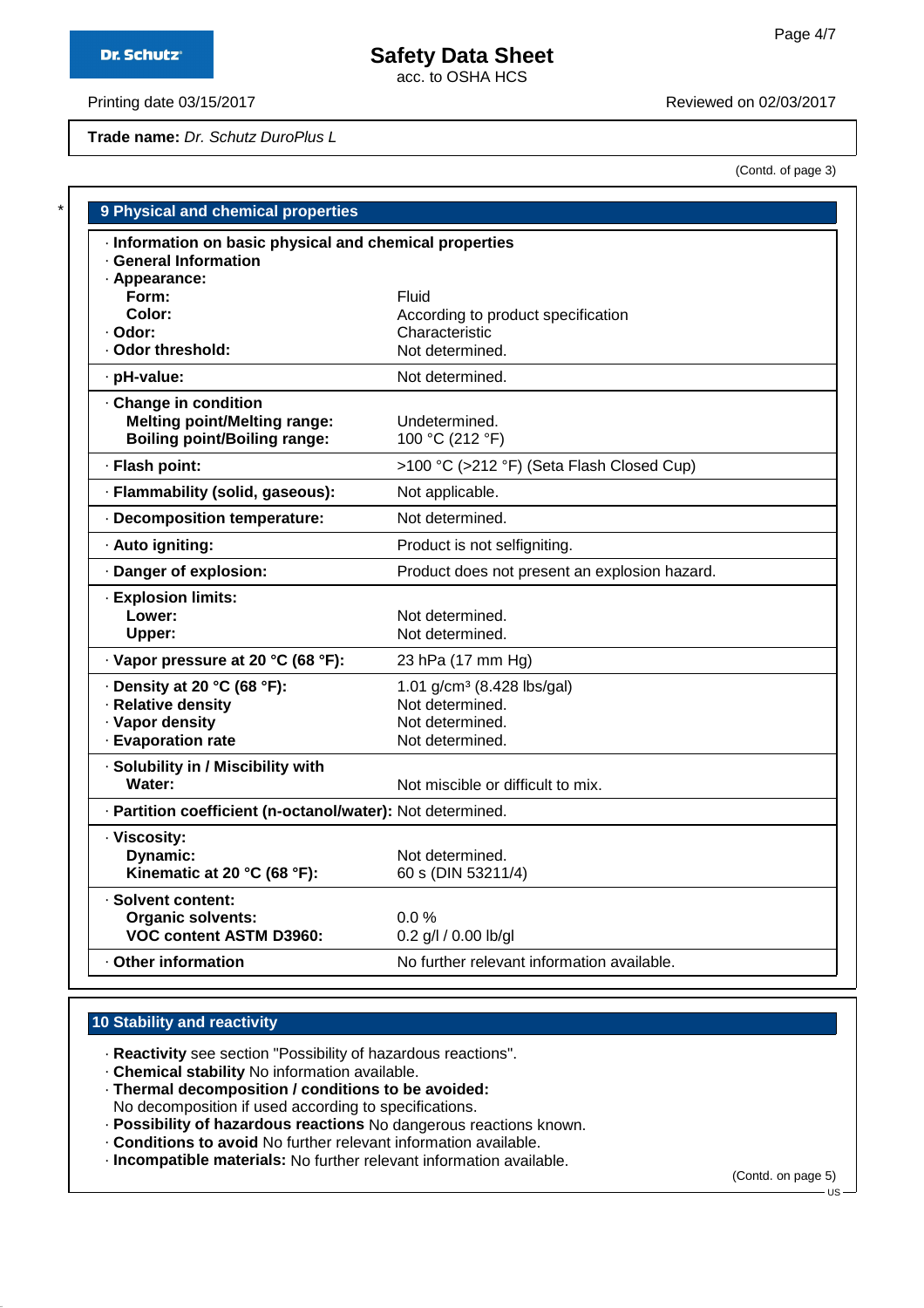Trade name: *Dr. Schutz DuroPlus L*

(Contd. of page 3)

## 9 Physical and chemical properties

| Property | Value |
|---|---|
| **· Information on basic physical and chemical properties** | |
| **· General Information** | |
| **· Appearance:** | |
| **Form:** | Fluid |
| **Color:** | According to product specification |
| **· Odor:** | Characteristic |
| **· Odor threshold:** | Not determined. |
| **· pH-value:** | Not determined. |
| **· Change in condition** | |
| **Melting point/Melting range:** | Undetermined. |
| **Boiling point/Boiling range:** | 100 °C (212 °F) |
| **· Flash point:** | >100 °C (>212 °F) (Seta Flash Closed Cup) |
| **· Flammability (solid, gaseous):** | Not applicable. |
| **· Decomposition temperature:** | Not determined. |
| **· Auto igniting:** | Product is not selfigniting. |
| **· Danger of explosion:** | Product does not present an explosion hazard. |
| **· Explosion limits:** | |
| **Lower:** | Not determined. |
| **Upper:** | Not determined. |
| **· Vapor pressure at 20 °C (68 °F):** | 23 hPa (17 mm Hg) |
| **· Density at 20 °C (68 °F):** | 1.01 g/cm³ (8.428 lbs/gal) |
| **· Relative density** | Not determined. |
| **· Vapor density** | Not determined. |
| **· Evaporation rate** | Not determined. |
| **· Solubility in / Miscibility with** | |
| **Water:** | Not miscible or difficult to mix. |
| **· Partition coefficient (n-octanol/water):** | Not determined. |
| **· Viscosity:** | |
| **Dynamic:** | Not determined. |
| **Kinematic at 20 °C (68 °F):** | 60 s (DIN 53211/4) |
| **· Solvent content:** | |
| **Organic solvents:** | 0.0 % |
| **VOC content ASTM D3960:** | 0.2 g/l / 0.00 lb/gl |
| **· Other information** | No further relevant information available. |

## 10 Stability and reactivity

- **Reactivity** see section "Possibility of hazardous reactions".
- **Chemical stability** No information available.
- **Thermal decomposition / conditions to be avoided:**
  No decomposition if used according to specifications.
- **Possibility of hazardous reactions** No dangerous reactions known.
- **Conditions to avoid** No further relevant information available.
- **Incompatible materials:** No further relevant information available.

(Contd. on page 5)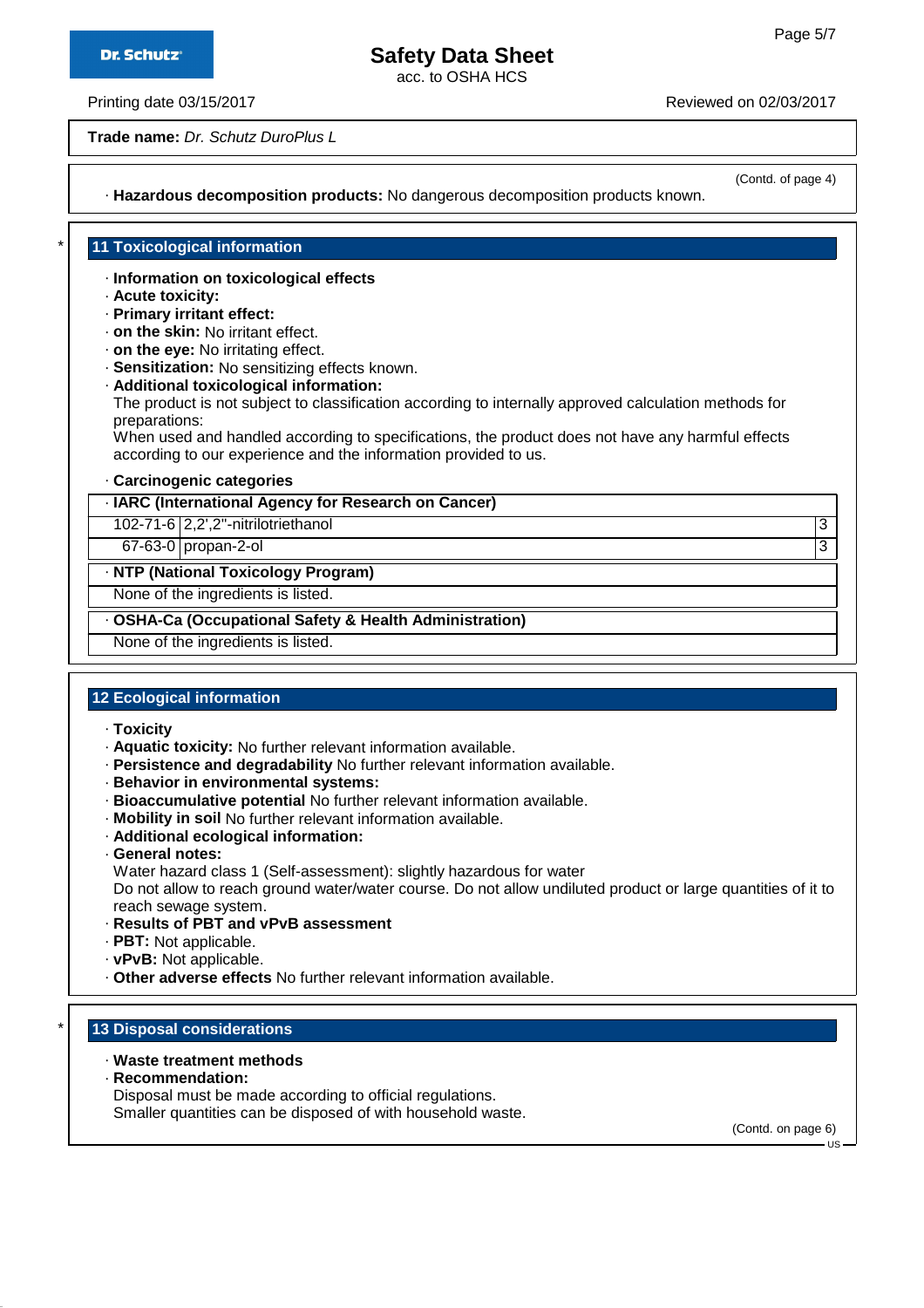**Trade name:** *Dr. Schutz DuroPlus L*

(Contd. of page 4)

· **Hazardous decomposition products:** No dangerous decomposition products known.

## 11 Toxicological information

· **Information on toxicological effects**
· **Acute toxicity:**
· **Primary irritant effect:**
· **on the skin:** No irritant effect.
· **on the eye:** No irritating effect.
· **Sensitization:** No sensitizing effects known.
· **Additional toxicological information:**
The product is not subject to classification according to internally approved calculation methods for preparations:
When used and handled according to specifications, the product does not have any harmful effects according to our experience and the information provided to us.

· **Carcinogenic categories**

| · **IARC (International Agency for Research on Cancer)** | | |
|---|---|---|
| 102-71-6 | 2,2',2"-nitrilotriethanol | 3 |
| 67-63-0 | propan-2-ol | 3 |

| · **NTP (National Toxicology Program)** |
|---|
| None of the ingredients is listed. |

| · **OSHA-Ca (Occupational Safety & Health Administration)** |
|---|
| None of the ingredients is listed. |

## 12 Ecological information

· **Toxicity**
· **Aquatic toxicity:** No further relevant information available.
· **Persistence and degradability** No further relevant information available.
· **Behavior in environmental systems:**
· **Bioaccumulative potential** No further relevant information available.
· **Mobility in soil** No further relevant information available.
· **Additional ecological information:**
· **General notes:**
Water hazard class 1 (Self-assessment): slightly hazardous for water
Do not allow to reach ground water/water course. Do not allow undiluted product or large quantities of it to reach sewage system.
· **Results of PBT and vPvB assessment**
· **PBT:** Not applicable.
· **vPvB:** Not applicable.
· **Other adverse effects** No further relevant information available.

## 13 Disposal considerations

· **Waste treatment methods**
· **Recommendation:**
Disposal must be made according to official regulations.
Smaller quantities can be disposed of with household waste.

(Contd. on page 6)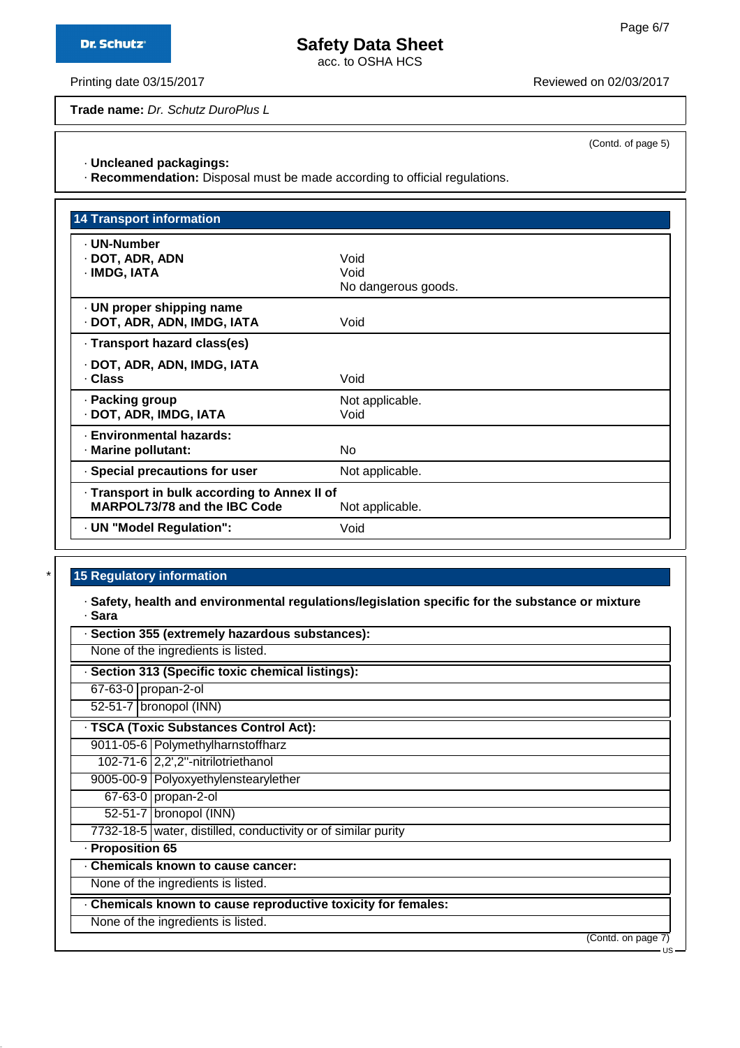**Trade name:** *Dr. Schutz DuroPlus L*

(Contd. of page 5)

· **Uncleaned packagings:**
· **Recommendation:** Disposal must be made according to official regulations.

## 14 Transport information

| | |
|---|---|
| · **UN-Number** | |
| · **DOT, ADR, ADN** | Void |
| · **IMDG, IATA** | Void<br>No dangerous goods. |
| · **UN proper shipping name** | |
| · **DOT, ADR, ADN, IMDG, IATA** | Void |
| · **Transport hazard class(es)** | |
| · **DOT, ADR, ADN, IMDG, IATA** | |
| · **Class** | Void |
| · **Packing group** | Not applicable. |
| · **DOT, ADR, IMDG, IATA** | Void |
| · **Environmental hazards:** | |
| · **Marine pollutant:** | No |
| · **Special precautions for user** | Not applicable. |
| · **Transport in bulk according to Annex II of MARPOL73/78 and the IBC Code** | Not applicable. |
| · **UN "Model Regulation":** | Void |

## * 15 Regulatory information

· **Safety, health and environmental regulations/legislation specific for the substance or mixture**
· **Sara**

· **Section 355 (extremely hazardous substances):**
None of the ingredients is listed.

· **Section 313 (Specific toxic chemical listings):**

| | |
|---|---|
| 67-63-0 | propan-2-ol |
| 52-51-7 | bronopol (INN) |

· **TSCA (Toxic Substances Control Act):**

| | |
|---|---|
| 9011-05-6 | Polymethylharnstoffharz |
| 102-71-6 | 2,2',2''-nitrilotriethanol |
| 9005-00-9 | Polyoxyethylenstearylether |
| 67-63-0 | propan-2-ol |
| 52-51-7 | bronopol (INN) |
| 7732-18-5 | water, distilled, conductivity or of similar purity |

· **Proposition 65**

· **Chemicals known to cause cancer:**
None of the ingredients is listed.

· **Chemicals known to cause reproductive toxicity for females:**
None of the ingredients is listed.

(Contd. on page 7)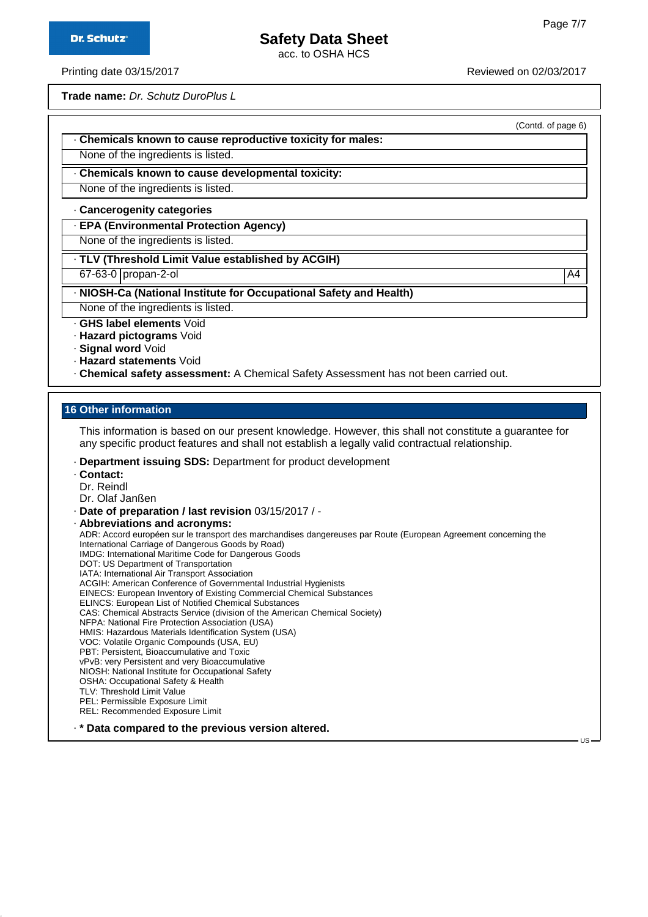(Contd. of page 6)

· **Chemicals known to cause reproductive toxicity for males:**

None of the ingredients is listed.

· **Chemicals known to cause developmental toxicity:**

None of the ingredients is listed.

· **Cancerogenity categories**

· **EPA (Environmental Protection Agency)**

None of the ingredients is listed.

· **TLV (Threshold Limit Value established by ACGIH)**

| | | |
|---|---|---|
| 67-63-0 | propan-2-ol | A4 |

· **NIOSH-Ca (National Institute for Occupational Safety and Health)**

None of the ingredients is listed.

· **GHS label elements** Void
· **Hazard pictograms** Void
· **Signal word** Void
· **Hazard statements** Void
· **Chemical safety assessment:** A Chemical Safety Assessment has not been carried out.

## 16 Other information

This information is based on our present knowledge. However, this shall not constitute a guarantee for any specific product features and shall not establish a legally valid contractual relationship.

· **Department issuing SDS:** Department for product development
· **Contact:**
Dr. Reindl
Dr. Olaf Janßen
· **Date of preparation / last revision** 03/15/2017 / -
· **Abbreviations and acronyms:**
ADR: Accord européen sur le transport des marchandises dangereuses par Route (European Agreement concerning the International Carriage of Dangerous Goods by Road)
IMDG: International Maritime Code for Dangerous Goods
DOT: US Department of Transportation
IATA: International Air Transport Association
ACGIH: American Conference of Governmental Industrial Hygienists
EINECS: European Inventory of Existing Commercial Chemical Substances
ELINCS: European List of Notified Chemical Substances
CAS: Chemical Abstracts Service (division of the American Chemical Society)
NFPA: National Fire Protection Association (USA)
HMIS: Hazardous Materials Identification System (USA)
VOC: Volatile Organic Compounds (USA, EU)
PBT: Persistent, Bioaccumulative and Toxic
vPvB: very Persistent and very Bioaccumulative
NIOSH: National Institute for Occupational Safety
OSHA: Occupational Safety & Health
TLV: Threshold Limit Value
PEL: Permissible Exposure Limit
REL: Recommended Exposure Limit

· **\* Data compared to the previous version altered.**